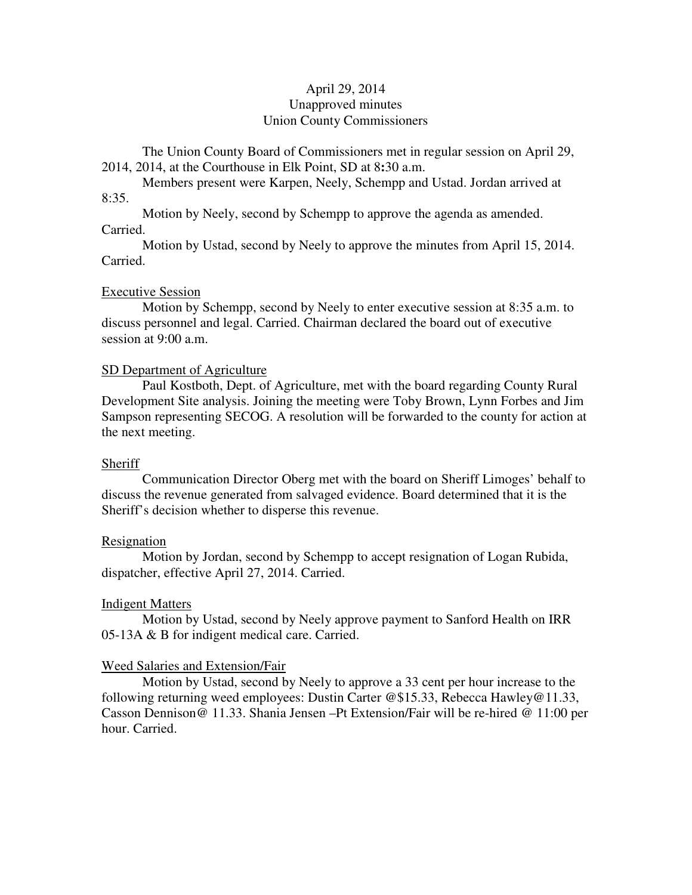April 29, 2014
Unapproved minutes
Union County Commissioners

The Union County Board of Commissioners met in regular session on April 29, 2014, 2014, at the Courthouse in Elk Point, SD at 8:30 a.m.

Members present were Karpen, Neely, Schempp and Ustad. Jordan arrived at 8:35.

Motion by Neely, second by Schempp to approve the agenda as amended. Carried.

Motion by Ustad, second by Neely to approve the minutes from April 15, 2014. Carried.

## Executive Session

Motion by Schempp, second by Neely to enter executive session at 8:35 a.m. to discuss personnel and legal. Carried. Chairman declared the board out of executive session at 9:00 a.m.

## SD Department of Agriculture

Paul Kostboth, Dept. of Agriculture, met with the board regarding County Rural Development Site analysis. Joining the meeting were Toby Brown, Lynn Forbes and Jim Sampson representing SECOG. A resolution will be forwarded to the county for action at the next meeting.

## Sheriff

Communication Director Oberg met with the board on Sheriff Limoges' behalf to discuss the revenue generated from salvaged evidence. Board determined that it is the Sheriff's decision whether to disperse this revenue.

## Resignation

Motion by Jordan, second by Schempp to accept resignation of Logan Rubida, dispatcher, effective April 27, 2014. Carried.

## Indigent Matters

Motion by Ustad, second by Neely approve payment to Sanford Health on IRR 05-13A & B for indigent medical care. Carried.

## Weed Salaries and Extension/Fair

Motion by Ustad, second by Neely to approve a 33 cent per hour increase to the following returning weed employees: Dustin Carter @$15.33, Rebecca Hawley@11.33, Casson Dennison@ 11.33. Shania Jensen –Pt Extension/Fair will be re-hired @ 11:00 per hour. Carried.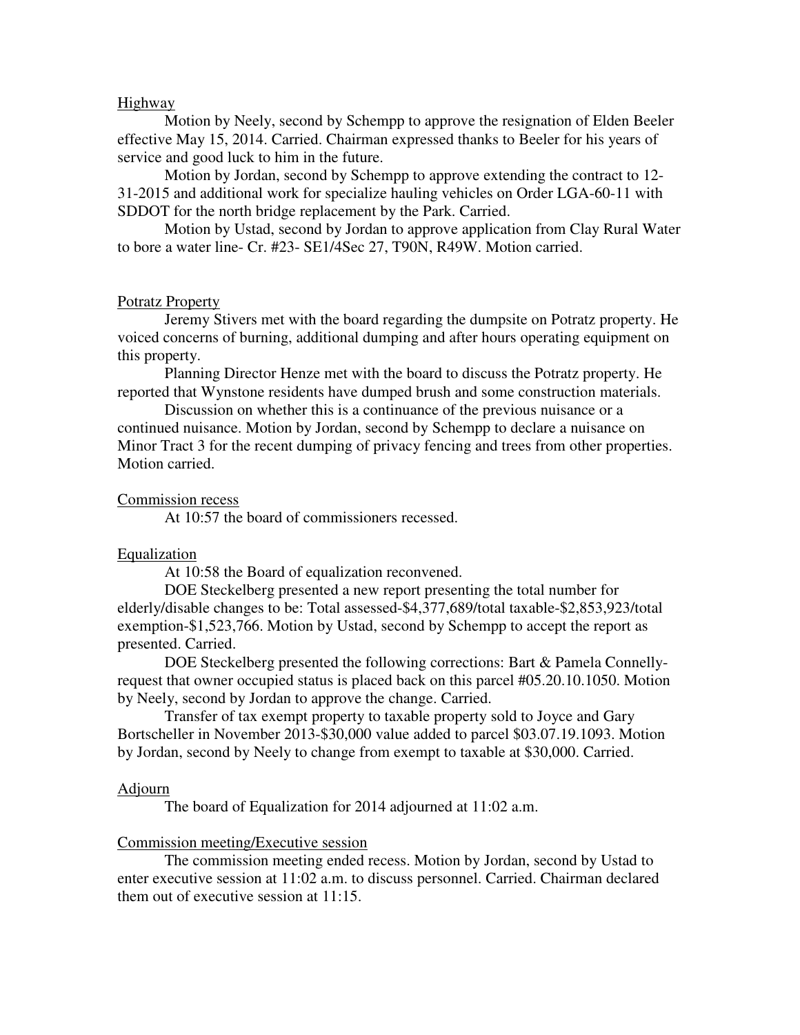Highway

Motion by Neely, second by Schempp to approve the resignation of Elden Beeler effective May 15, 2014. Carried. Chairman expressed thanks to Beeler for his years of service and good luck to him in the future.

Motion by Jordan, second by Schempp to approve extending the contract to 12-31-2015 and additional work for specialize hauling vehicles on Order LGA-60-11 with SDDOT for the north bridge replacement by the Park. Carried.

Motion by Ustad, second by Jordan to approve application from Clay Rural Water to bore a water line- Cr. #23- SE1/4Sec 27, T90N, R49W. Motion carried.

Potratz Property

Jeremy Stivers met with the board regarding the dumpsite on Potratz property. He voiced concerns of burning, additional dumping and after hours operating equipment on this property.

Planning Director Henze met with the board to discuss the Potratz property. He reported that Wynstone residents have dumped brush and some construction materials.

Discussion on whether this is a continuance of the previous nuisance or a continued nuisance. Motion by Jordan, second by Schempp to declare a nuisance on Minor Tract 3 for the recent dumping of privacy fencing and trees from other properties. Motion carried.

Commission recess

At 10:57 the board of commissioners recessed.

Equalization

At 10:58 the Board of equalization reconvened.

DOE Steckelberg presented a new report presenting the total number for elderly/disable changes to be: Total assessed-$4,377,689/total taxable-$2,853,923/total exemption-$1,523,766. Motion by Ustad, second by Schempp to accept the report as presented. Carried.

DOE Steckelberg presented the following corrections: Bart & Pamela Connelly-request that owner occupied status is placed back on this parcel #05.20.10.1050. Motion by Neely, second by Jordan to approve the change. Carried.

Transfer of tax exempt property to taxable property sold to Joyce and Gary Bortscheller in November 2013-$30,000 value added to parcel $03.07.19.1093. Motion by Jordan, second by Neely to change from exempt to taxable at $30,000. Carried.

Adjourn

The board of Equalization for 2014 adjourned at 11:02 a.m.

Commission meeting/Executive session

The commission meeting ended recess. Motion by Jordan, second by Ustad to enter executive session at 11:02 a.m. to discuss personnel. Carried. Chairman declared them out of executive session at 11:15.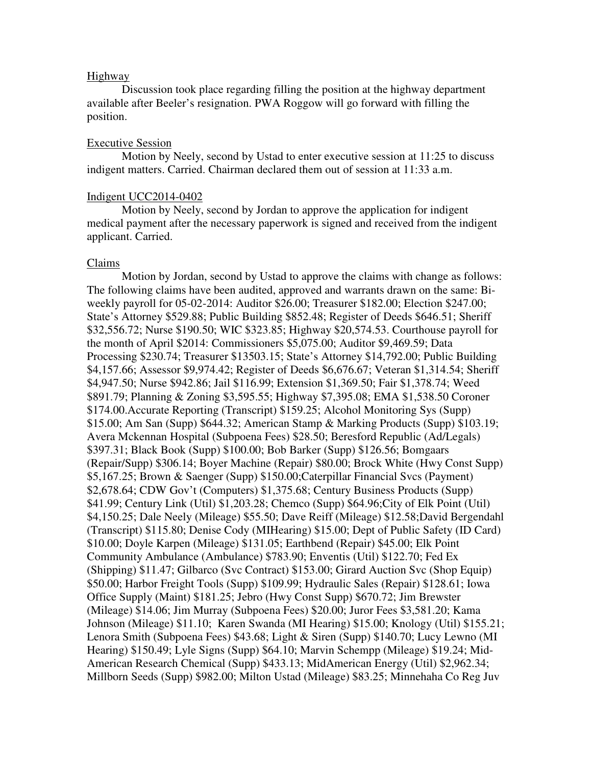Highway

Discussion took place regarding filling the position at the highway department available after Beeler's resignation. PWA Roggow will go forward with filling the position.

Executive Session

Motion by Neely, second by Ustad to enter executive session at 11:25 to discuss indigent matters. Carried. Chairman declared them out of session at 11:33 a.m.

Indigent UCC2014-0402

Motion by Neely, second by Jordan to approve the application for indigent medical payment after the necessary paperwork is signed and received from the indigent applicant. Carried.

Claims

Motion by Jordan, second by Ustad to approve the claims with change as follows: The following claims have been audited, approved and warrants drawn on the same: Bi-weekly payroll for 05-02-2014: Auditor $26.00; Treasurer $182.00; Election $247.00; State's Attorney $529.88; Public Building $852.48; Register of Deeds $646.51; Sheriff $32,556.72; Nurse $190.50; WIC $323.85; Highway $20,574.53. Courthouse payroll for the month of April $2014: Commissioners $5,075.00; Auditor $9,469.59; Data Processing $230.74; Treasurer $13503.15; State's Attorney $14,792.00; Public Building $4,157.66; Assessor $9,974.42; Register of Deeds $6,676.67; Veteran $1,314.54; Sheriff $4,947.50; Nurse $942.86; Jail $116.99; Extension $1,369.50; Fair $1,378.74; Weed $891.79; Planning & Zoning $3,595.55; Highway $7,395.08; EMA $1,538.50 Coroner $174.00.Accurate Reporting (Transcript) $159.25; Alcohol Monitoring Sys (Supp) $15.00; Am San (Supp) $644.32; American Stamp & Marking Products (Supp) $103.19; Avera Mckennan Hospital (Subpoena Fees) $28.50; Beresford Republic (Ad/Legals) $397.31; Black Book (Supp) $100.00; Bob Barker (Supp) $126.56; Bomgaars (Repair/Supp) $306.14; Boyer Machine (Repair) $80.00; Brock White (Hwy Const Supp) $5,167.25; Brown & Saenger (Supp) $150.00;Caterpillar Financial Svcs (Payment) $2,678.64; CDW Gov't (Computers) $1,375.68; Century Business Products (Supp) $41.99; Century Link (Util) $1,203.28; Chemco (Supp) $64.96;City of Elk Point (Util) $4,150.25; Dale Neely (Mileage) $55.50; Dave Reiff (Mileage) $12.58;David Bergendahl (Transcript) $115.80; Denise Cody (MIHearing) $15.00; Dept of Public Safety (ID Card) $10.00; Doyle Karpen (Mileage) $131.05; Earthbend (Repair) $45.00; Elk Point Community Ambulance (Ambulance) $783.90; Enventis (Util) $122.70; Fed Ex (Shipping) $11.47; Gilbarco (Svc Contract) $153.00; Girard Auction Svc (Shop Equip) $50.00; Harbor Freight Tools (Supp) $109.99; Hydraulic Sales (Repair) $128.61; Iowa Office Supply (Maint) $181.25; Jebro (Hwy Const Supp) $670.72; Jim Brewster (Mileage) $14.06; Jim Murray (Subpoena Fees) $20.00; Juror Fees $3,581.20; Kama Johnson (Mileage) $11.10; Karen Swanda (MI Hearing) $15.00; Knology (Util) $155.21; Lenora Smith (Subpoena Fees) $43.68; Light & Siren (Supp) $140.70; Lucy Lewno (MI Hearing) $150.49; Lyle Signs (Supp) $64.10; Marvin Schempp (Mileage) $19.24; Mid-American Research Chemical (Supp) $433.13; MidAmerican Energy (Util) $2,962.34; Millborn Seeds (Supp) $982.00; Milton Ustad (Mileage) $83.25; Minnehaha Co Reg Juv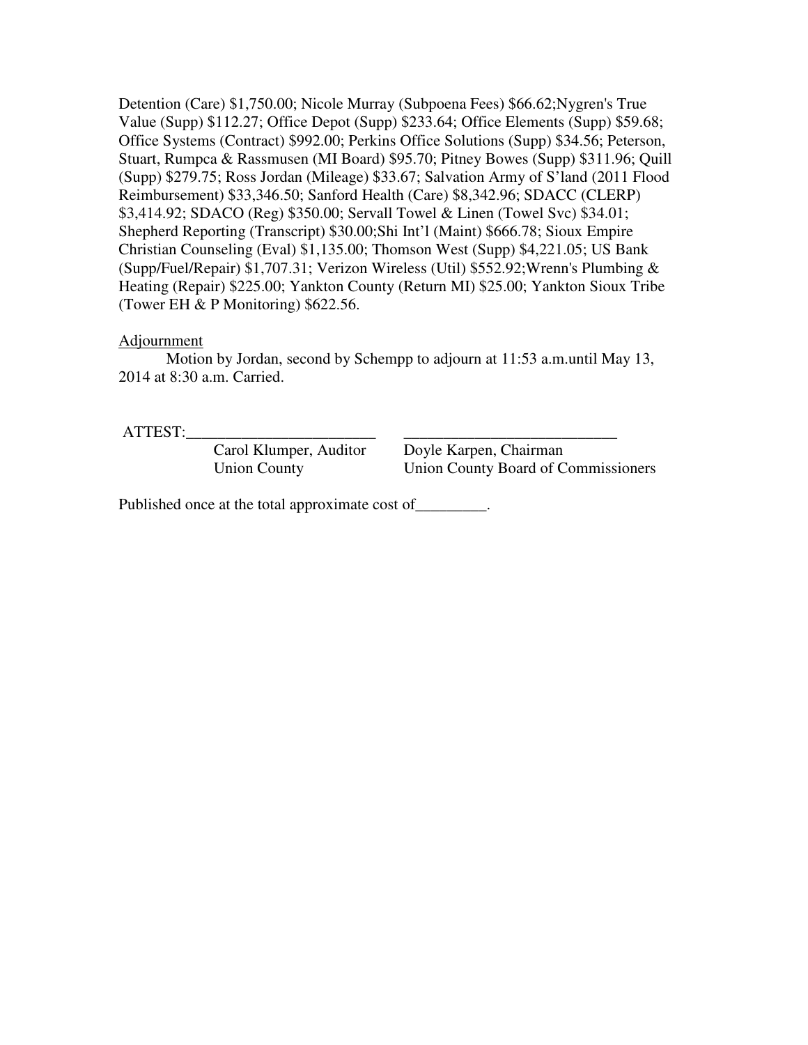Detention (Care) $1,750.00; Nicole Murray (Subpoena Fees) $66.62;Nygren's True Value (Supp) $112.27; Office Depot (Supp) $233.64; Office Elements (Supp) $59.68; Office Systems (Contract) $992.00; Perkins Office Solutions (Supp) $34.56; Peterson, Stuart, Rumpca & Rassmusen (MI Board) $95.70; Pitney Bowes (Supp) $311.96; Quill (Supp) $279.75; Ross Jordan (Mileage) $33.67; Salvation Army of S'land (2011 Flood Reimbursement) $33,346.50; Sanford Health (Care) $8,342.96; SDACC (CLERP) $3,414.92; SDACO (Reg) $350.00; Servall Towel & Linen (Towel Svc) $34.01; Shepherd Reporting (Transcript) $30.00;Shi Int'l (Maint) $666.78; Sioux Empire Christian Counseling (Eval) $1,135.00; Thomson West (Supp) $4,221.05; US Bank (Supp/Fuel/Repair) $1,707.31; Verizon Wireless (Util) $552.92;Wrenn's Plumbing & Heating (Repair) $225.00; Yankton County (Return MI) $25.00; Yankton Sioux Tribe (Tower EH & P Monitoring) $622.56.

Adjournment

Motion by Jordan, second by Schempp to adjourn at 11:53 a.m.until May 13, 2014 at 8:30 a.m. Carried.

ATTEST:________________________ ___________________________

Carol Klumper, Auditor
Union County

Doyle Karpen, Chairman
Union County Board of Commissioners

Published once at the total approximate cost of_________.